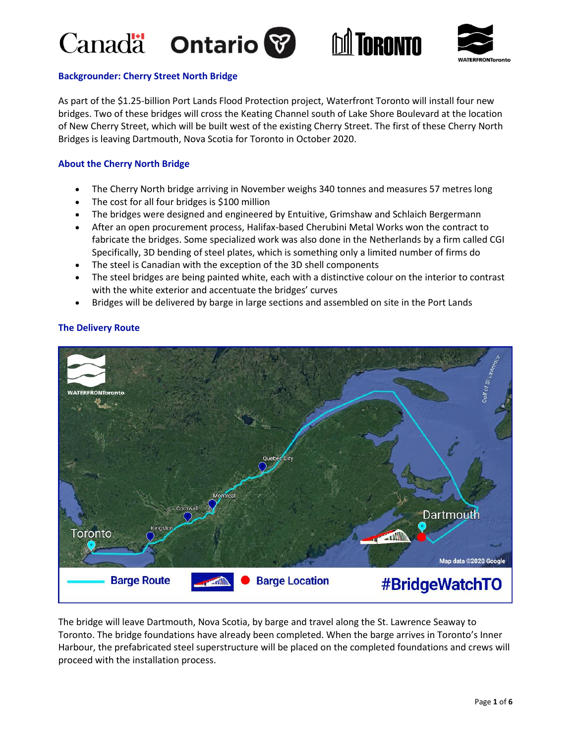## Backgrounder: Cherry Street North Bridge

As part of the $1.25-billion Port Lands Flood Protection project, Waterfront Toronto will install four new bridges. Two of these bridges will cross the Keating Channel south of Lake Shore Boulevard at the location of New Cherry Street, which will be built west of the existing Cherry Street. The first of these Cherry North Bridges is leaving Dartmouth, Nova Scotia for Toronto in October 2020.

### About the Cherry North Bridge

- The Cherry North bridge arriving in November weighs 340 tonnes and measures 57 metres long
- The cost for all four bridges is $100 million
- The bridges were designed and engineered by Entuitive, Grimshaw and Schlaich Bergermann
- After an open procurement process, Halifax-based Cherubini Metal Works won the contract to fabricate the bridges. Some specialized work was also done in the Netherlands by a firm called CGI Specifically, 3D bending of steel plates, which is something only a limited number of firms do
- The steel is Canadian with the exception of the 3D shell components
- The steel bridges are being painted white, each with a distinctive colour on the interior to contrast with the white exterior and accentuate the bridges' curves
- Bridges will be delivered by barge in large sections and assembled on site in the Port Lands

### The Delivery Route

The bridge will leave Dartmouth, Nova Scotia, by barge and travel along the St. Lawrence Seaway to Toronto. The bridge foundations have already been completed. When the barge arrives in Toronto's Inner Harbour, the prefabricated steel superstructure will be placed on the completed foundations and crews will proceed with the installation process.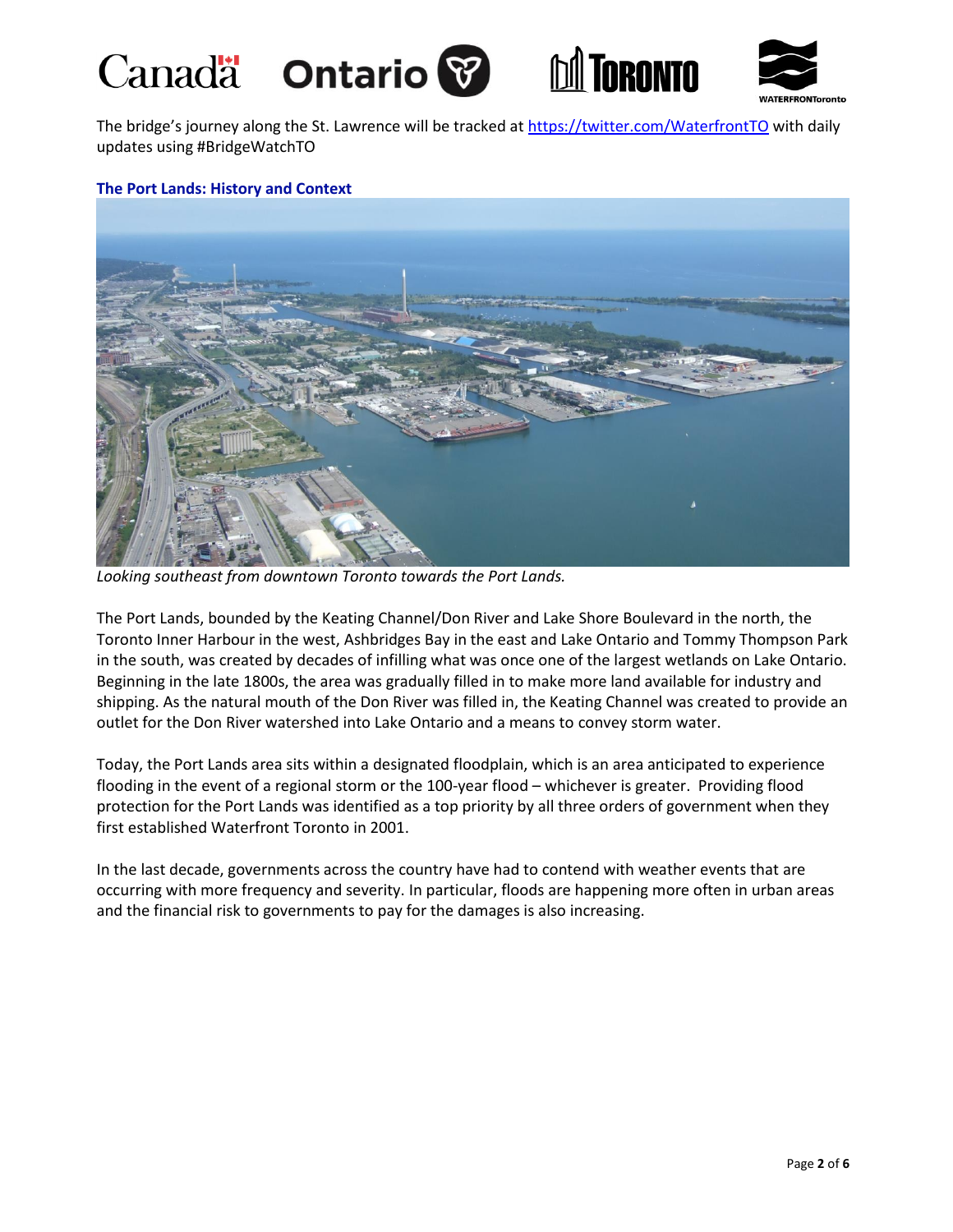The bridge's journey along the St. Lawrence will be tracked at https://twitter.com/WaterfrontTO with daily updates using #BridgeWatchTO

**The Port Lands: History and Context**

*Looking southeast from downtown Toronto towards the Port Lands.*

The Port Lands, bounded by the Keating Channel/Don River and Lake Shore Boulevard in the north, the Toronto Inner Harbour in the west, Ashbridges Bay in the east and Lake Ontario and Tommy Thompson Park in the south, was created by decades of infilling what was once one of the largest wetlands on Lake Ontario. Beginning in the late 1800s, the area was gradually filled in to make more land available for industry and shipping. As the natural mouth of the Don River was filled in, the Keating Channel was created to provide an outlet for the Don River watershed into Lake Ontario and a means to convey storm water.

Today, the Port Lands area sits within a designated floodplain, which is an area anticipated to experience flooding in the event of a regional storm or the 100-year flood – whichever is greater. Providing flood protection for the Port Lands was identified as a top priority by all three orders of government when they first established Waterfront Toronto in 2001.

In the last decade, governments across the country have had to contend with weather events that are occurring with more frequency and severity. In particular, floods are happening more often in urban areas and the financial risk to governments to pay for the damages is also increasing.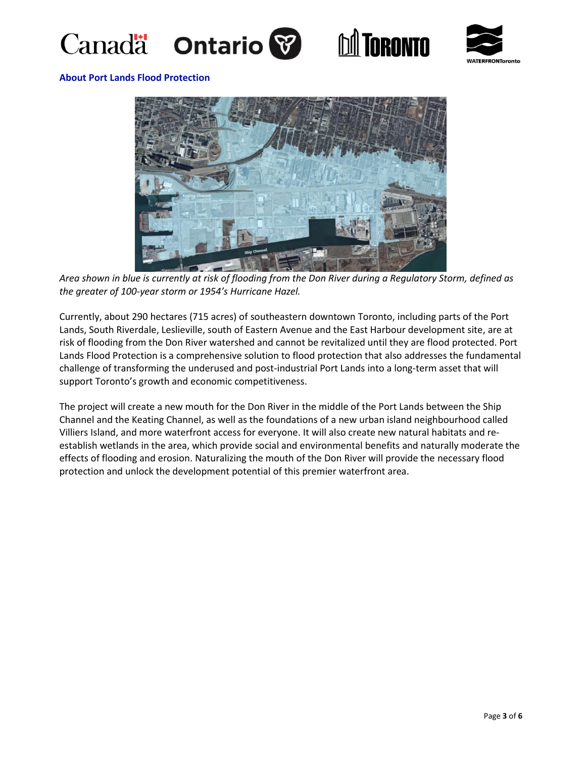## About Port Lands Flood Protection

*Area shown in blue is currently at risk of flooding from the Don River during a Regulatory Storm, defined as the greater of 100-year storm or 1954's Hurricane Hazel.*

Currently, about 290 hectares (715 acres) of southeastern downtown Toronto, including parts of the Port Lands, South Riverdale, Leslieville, south of Eastern Avenue and the East Harbour development site, are at risk of flooding from the Don River watershed and cannot be revitalized until they are flood protected. Port Lands Flood Protection is a comprehensive solution to flood protection that also addresses the fundamental challenge of transforming the underused and post-industrial Port Lands into a long-term asset that will support Toronto's growth and economic competitiveness.

The project will create a new mouth for the Don River in the middle of the Port Lands between the Ship Channel and the Keating Channel, as well as the foundations of a new urban island neighbourhood called Villiers Island, and more waterfront access for everyone. It will also create new natural habitats and re-establish wetlands in the area, which provide social and environmental benefits and naturally moderate the effects of flooding and erosion. Naturalizing the mouth of the Don River will provide the necessary flood protection and unlock the development potential of this premier waterfront area.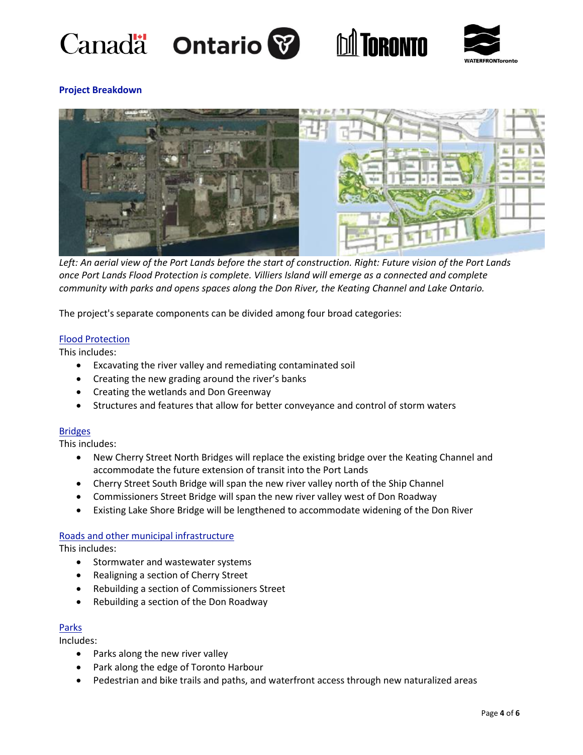## Project Breakdown

*Left: An aerial view of the Port Lands before the start of construction. Right: Future vision of the Port Lands once Port Lands Flood Protection is complete. Villiers Island will emerge as a connected and complete community with parks and opens spaces along the Don River, the Keating Channel and Lake Ontario.*

The project's separate components can be divided among four broad categories:

### Flood Protection

This includes:

- Excavating the river valley and remediating contaminated soil
- Creating the new grading around the river's banks
- Creating the wetlands and Don Greenway
- Structures and features that allow for better conveyance and control of storm waters

### Bridges

This includes:

- New Cherry Street North Bridges will replace the existing bridge over the Keating Channel and accommodate the future extension of transit into the Port Lands
- Cherry Street South Bridge will span the new river valley north of the Ship Channel
- Commissioners Street Bridge will span the new river valley west of Don Roadway
- Existing Lake Shore Bridge will be lengthened to accommodate widening of the Don River

### Roads and other municipal infrastructure

This includes:

- Stormwater and wastewater systems
- Realigning a section of Cherry Street
- Rebuilding a section of Commissioners Street
- Rebuilding a section of the Don Roadway

### Parks

Includes:

- Parks along the new river valley
- Park along the edge of Toronto Harbour
- Pedestrian and bike trails and paths, and waterfront access through new naturalized areas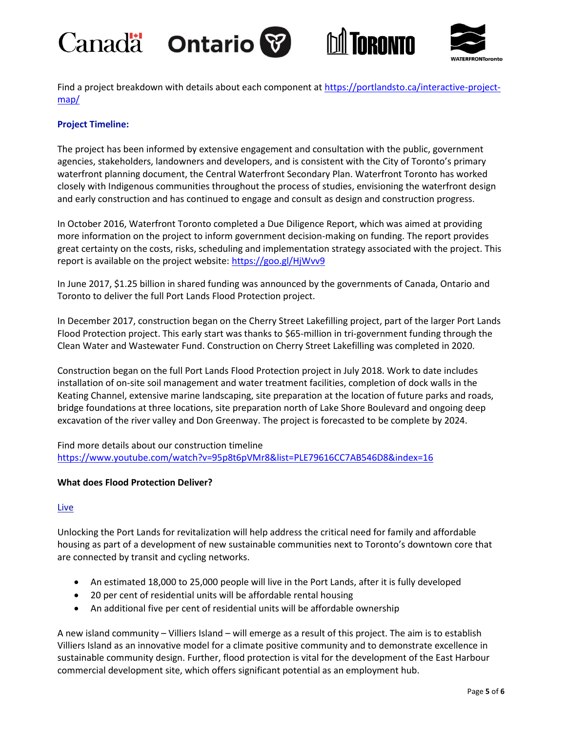Find a project breakdown with details about each component at https://portlandsto.ca/interactive-project-map/

**Project Timeline:**

The project has been informed by extensive engagement and consultation with the public, government agencies, stakeholders, landowners and developers, and is consistent with the City of Toronto's primary waterfront planning document, the Central Waterfront Secondary Plan. Waterfront Toronto has worked closely with Indigenous communities throughout the process of studies, envisioning the waterfront design and early construction and has continued to engage and consult as design and construction progress.

In October 2016, Waterfront Toronto completed a Due Diligence Report, which was aimed at providing more information on the project to inform government decision-making on funding. The report provides great certainty on the costs, risks, scheduling and implementation strategy associated with the project. This report is available on the project website: https://goo.gl/HjWvv9

In June 2017, $1.25 billion in shared funding was announced by the governments of Canada, Ontario and Toronto to deliver the full Port Lands Flood Protection project.

In December 2017, construction began on the Cherry Street Lakefilling project, part of the larger Port Lands Flood Protection project. This early start was thanks to $65-million in tri-government funding through the Clean Water and Wastewater Fund. Construction on Cherry Street Lakefilling was completed in 2020.

Construction began on the full Port Lands Flood Protection project in July 2018. Work to date includes installation of on-site soil management and water treatment facilities, completion of dock walls in the Keating Channel, extensive marine landscaping, site preparation at the location of future parks and roads, bridge foundations at three locations, site preparation north of Lake Shore Boulevard and ongoing deep excavation of the river valley and Don Greenway. The project is forecasted to be complete by 2024.

Find more details about our construction timeline https://www.youtube.com/watch?v=95p8t6pVMr8&list=PLE79616CC7AB546D8&index=16

**What does Flood Protection Deliver?**

Live

Unlocking the Port Lands for revitalization will help address the critical need for family and affordable housing as part of a development of new sustainable communities next to Toronto's downtown core that are connected by transit and cycling networks.

- An estimated 18,000 to 25,000 people will live in the Port Lands, after it is fully developed
- 20 per cent of residential units will be affordable rental housing
- An additional five per cent of residential units will be affordable ownership

A new island community – Villiers Island – will emerge as a result of this project. The aim is to establish Villiers Island as an innovative model for a climate positive community and to demonstrate excellence in sustainable community design. Further, flood protection is vital for the development of the East Harbour commercial development site, which offers significant potential as an employment hub.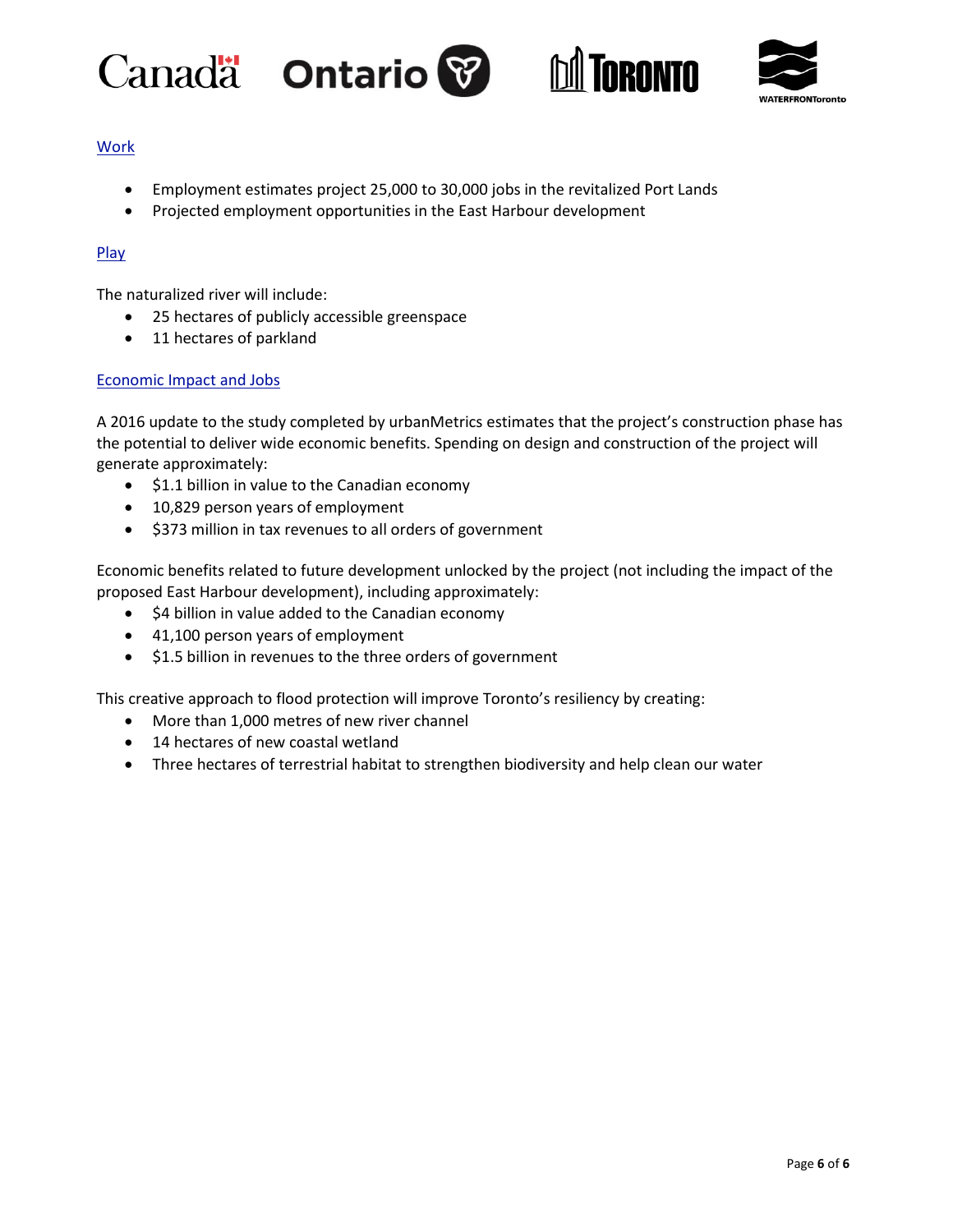[Work]

- Employment estimates project 25,000 to 30,000 jobs in the revitalized Port Lands
- Projected employment opportunities in the East Harbour development

[Play]

The naturalized river will include:

- 25 hectares of publicly accessible greenspace
- 11 hectares of parkland

[Economic Impact and Jobs]

A 2016 update to the study completed by urbanMetrics estimates that the project's construction phase has the potential to deliver wide economic benefits. Spending on design and construction of the project will generate approximately:

- $1.1 billion in value to the Canadian economy
- 10,829 person years of employment
- $373 million in tax revenues to all orders of government

Economic benefits related to future development unlocked by the project (not including the impact of the proposed East Harbour development), including approximately:

- $4 billion in value added to the Canadian economy
- 41,100 person years of employment
- $1.5 billion in revenues to the three orders of government

This creative approach to flood protection will improve Toronto's resiliency by creating:

- More than 1,000 metres of new river channel
- 14 hectares of new coastal wetland
- Three hectares of terrestrial habitat to strengthen biodiversity and help clean our water